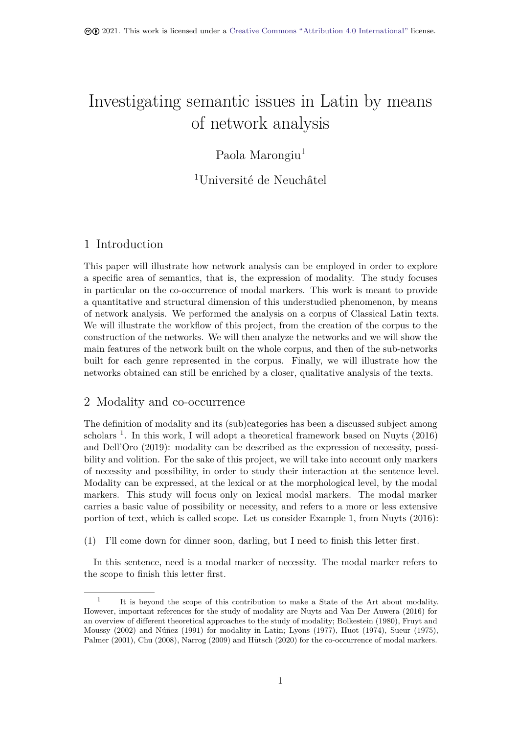2021. This work is licensed under a Creative Commons "Attribution 4.0 International" license.

# Investigating semantic issues in Latin by means of network analysis

Paola Marongiu[1]

[1]Université de Neuchâtel

## 1 Introduction

This paper will illustrate how network analysis can be employed in order to explore a specific area of semantics, that is, the expression of modality. The study focuses in particular on the co-occurrence of modal markers. This work is meant to provide a quantitative and structural dimension of this understudied phenomenon, by means of network analysis. We performed the analysis on a corpus of Classical Latin texts. We will illustrate the workflow of this project, from the creation of the corpus to the construction of the networks. We will then analyze the networks and we will show the main features of the network built on the whole corpus, and then of the sub-networks built for each genre represented in the corpus. Finally, we will illustrate how the networks obtained can still be enriched by a closer, qualitative analysis of the texts.

## 2 Modality and co-occurrence

The definition of modality and its (sub)categories has been a discussed subject among scholars [1]. In this work, I will adopt a theoretical framework based on Nuyts (2016) and Dell'Oro (2019): modality can be described as the expression of necessity, possibility and volition. For the sake of this project, we will take into account only markers of necessity and possibility, in order to study their interaction at the sentence level. Modality can be expressed, at the lexical or at the morphological level, by the modal markers. This study will focus only on lexical modal markers. The modal marker carries a basic value of possibility or necessity, and refers to a more or less extensive portion of text, which is called scope. Let us consider Example 1, from Nuyts (2016):

(1) I'll come down for dinner soon, darling, but I need to finish this letter first.

In this sentence, need is a modal marker of necessity. The modal marker refers to the scope to finish this letter first.

[1] It is beyond the scope of this contribution to make a State of the Art about modality. However, important references for the study of modality are Nuyts and Van Der Auwera (2016) for an overview of different theoretical approaches to the study of modality; Bolkestein (1980), Fruyt and Moussy (2002) and Núñez (1991) for modality in Latin; Lyons (1977), Huot (1974), Sueur (1975), Palmer (2001), Chu (2008), Narrog (2009) and Hütsch (2020) for the co-occurrence of modal markers.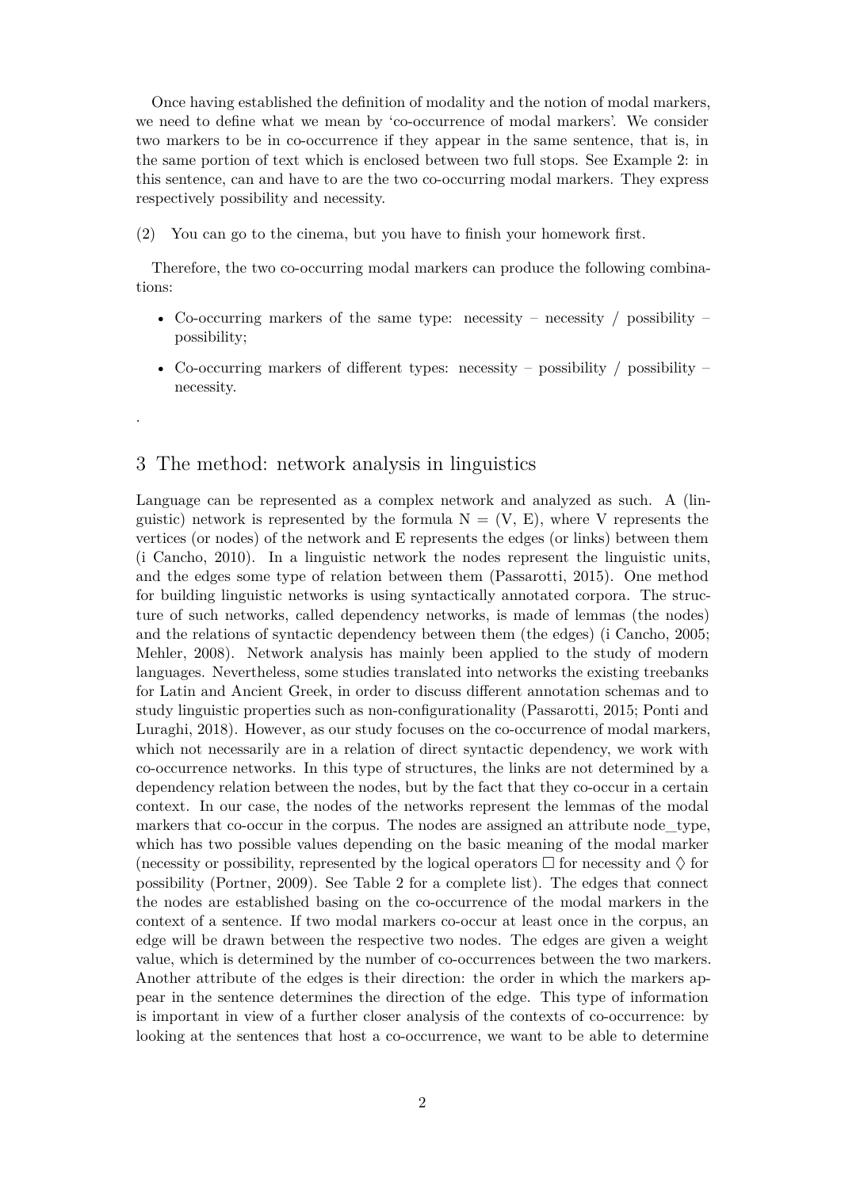Once having established the definition of modality and the notion of modal markers, we need to define what we mean by 'co-occurrence of modal markers'. We consider two markers to be in co-occurrence if they appear in the same sentence, that is, in the same portion of text which is enclosed between two full stops. See Example 2: in this sentence, can and have to are the two co-occurring modal markers. They express respectively possibility and necessity.

(2) You can go to the cinema, but you have to finish your homework first.

Therefore, the two co-occurring modal markers can produce the following combinations:

- Co-occurring markers of the same type: necessity – necessity / possibility – possibility;
- Co-occurring markers of different types: necessity – possibility / possibility – necessity.

.

## 3 The method: network analysis in linguistics

Language can be represented as a complex network and analyzed as such. A (linguistic) network is represented by the formula N = (V, E), where V represents the vertices (or nodes) of the network and E represents the edges (or links) between them (i Cancho, 2010). In a linguistic network the nodes represent the linguistic units, and the edges some type of relation between them (Passarotti, 2015). One method for building linguistic networks is using syntactically annotated corpora. The structure of such networks, called dependency networks, is made of lemmas (the nodes) and the relations of syntactic dependency between them (the edges) (i Cancho, 2005; Mehler, 2008). Network analysis has mainly been applied to the study of modern languages. Nevertheless, some studies translated into networks the existing treebanks for Latin and Ancient Greek, in order to discuss different annotation schemas and to study linguistic properties such as non-configurationality (Passarotti, 2015; Ponti and Luraghi, 2018). However, as our study focuses on the co-occurrence of modal markers, which not necessarily are in a relation of direct syntactic dependency, we work with co-occurrence networks. In this type of structures, the links are not determined by a dependency relation between the nodes, but by the fact that they co-occur in a certain context. In our case, the nodes of the networks represent the lemmas of the modal markers that co-occur in the corpus. The nodes are assigned an attribute node_type, which has two possible values depending on the basic meaning of the modal marker (necessity or possibility, represented by the logical operators $\Box$ for necessity and $\Diamond$ for possibility (Portner, 2009). See Table 2 for a complete list). The edges that connect the nodes are established basing on the co-occurrence of the modal markers in the context of a sentence. If two modal markers co-occur at least once in the corpus, an edge will be drawn between the respective two nodes. The edges are given a weight value, which is determined by the number of co-occurrences between the two markers. Another attribute of the edges is their direction: the order in which the markers appear in the sentence determines the direction of the edge. This type of information is important in view of a further closer analysis of the contexts of co-occurrence: by looking at the sentences that host a co-occurrence, we want to be able to determine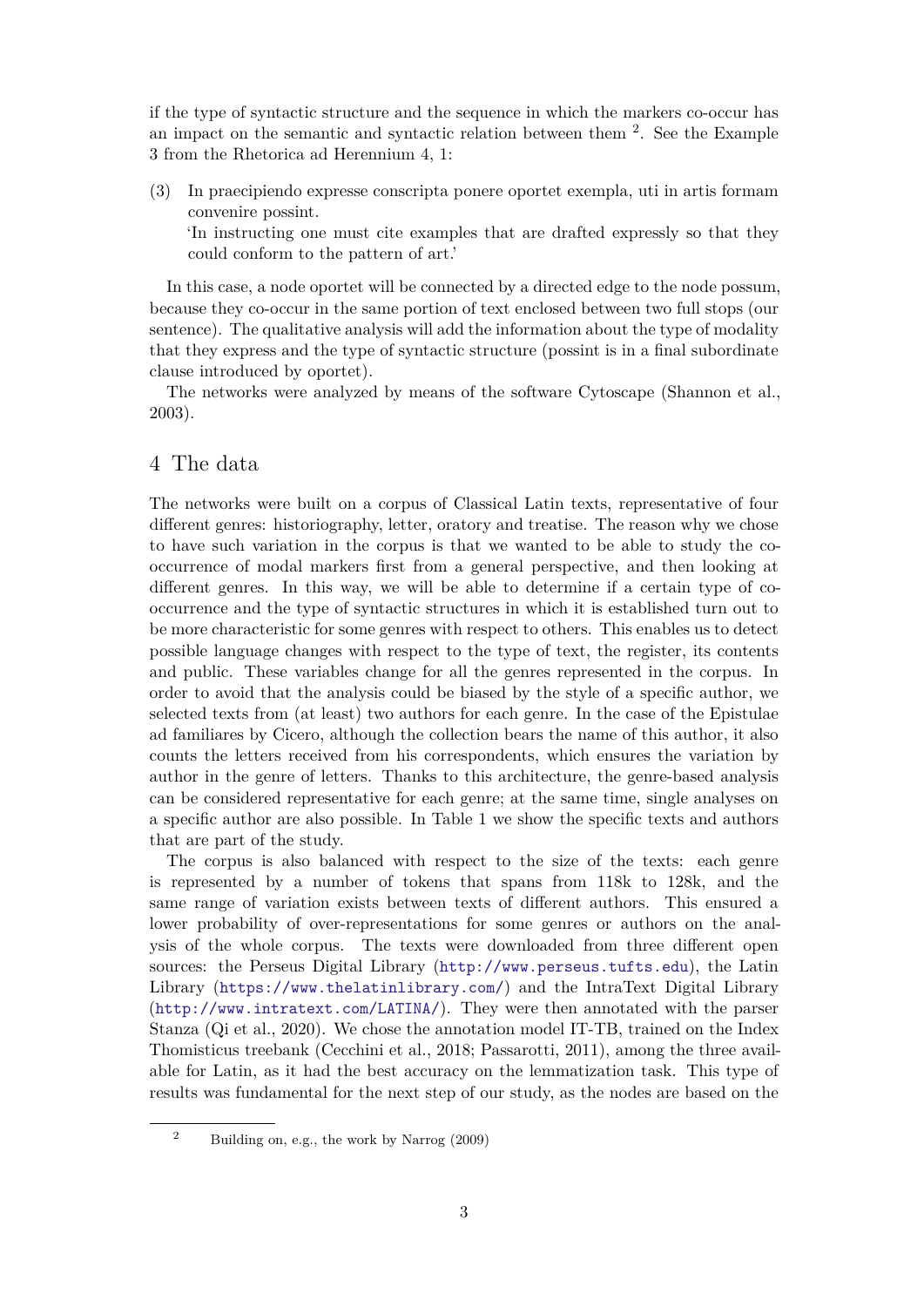if the type of syntactic structure and the sequence in which the markers co-occur has an impact on the semantic and syntactic relation between them [2]. See the Example 3 from the Rhetorica ad Herennium 4, 1:

(3) In praecipiendo expresse conscripta ponere oportet exempla, uti in artis formam convenire possint.
'In instructing one must cite examples that are drafted expressly so that they could conform to the pattern of art.'

In this case, a node oportet will be connected by a directed edge to the node possum, because they co-occur in the same portion of text enclosed between two full stops (our sentence). The qualitative analysis will add the information about the type of modality that they express and the type of syntactic structure (possint is in a final subordinate clause introduced by oportet).

The networks were analyzed by means of the software Cytoscape (Shannon et al., 2003).

## 4 The data

The networks were built on a corpus of Classical Latin texts, representative of four different genres: historiography, letter, oratory and treatise. The reason why we chose to have such variation in the corpus is that we wanted to be able to study the co-occurrence of modal markers first from a general perspective, and then looking at different genres. In this way, we will be able to determine if a certain type of co-occurrence and the type of syntactic structures in which it is established turn out to be more characteristic for some genres with respect to others. This enables us to detect possible language changes with respect to the type of text, the register, its contents and public. These variables change for all the genres represented in the corpus. In order to avoid that the analysis could be biased by the style of a specific author, we selected texts from (at least) two authors for each genre. In the case of the Epistulae ad familiares by Cicero, although the collection bears the name of this author, it also counts the letters received from his correspondents, which ensures the variation by author in the genre of letters. Thanks to this architecture, the genre-based analysis can be considered representative for each genre; at the same time, single analyses on a specific author are also possible. In Table 1 we show the specific texts and authors that are part of the study.

The corpus is also balanced with respect to the size of the texts: each genre is represented by a number of tokens that spans from 118k to 128k, and the same range of variation exists between texts of different authors. This ensured a lower probability of over-representations for some genres or authors on the analysis of the whole corpus. The texts were downloaded from three different open sources: the Perseus Digital Library (http://www.perseus.tufts.edu), the Latin Library (https://www.thelatinlibrary.com/) and the IntraText Digital Library (http://www.intratext.com/LATINA/). They were then annotated with the parser Stanza (Qi et al., 2020). We chose the annotation model IT-TB, trained on the Index Thomisticus treebank (Cecchini et al., 2018; Passarotti, 2011), among the three available for Latin, as it had the best accuracy on the lemmatization task. This type of results was fundamental for the next step of our study, as the nodes are based on the

[2] Building on, e.g., the work by Narrog (2009)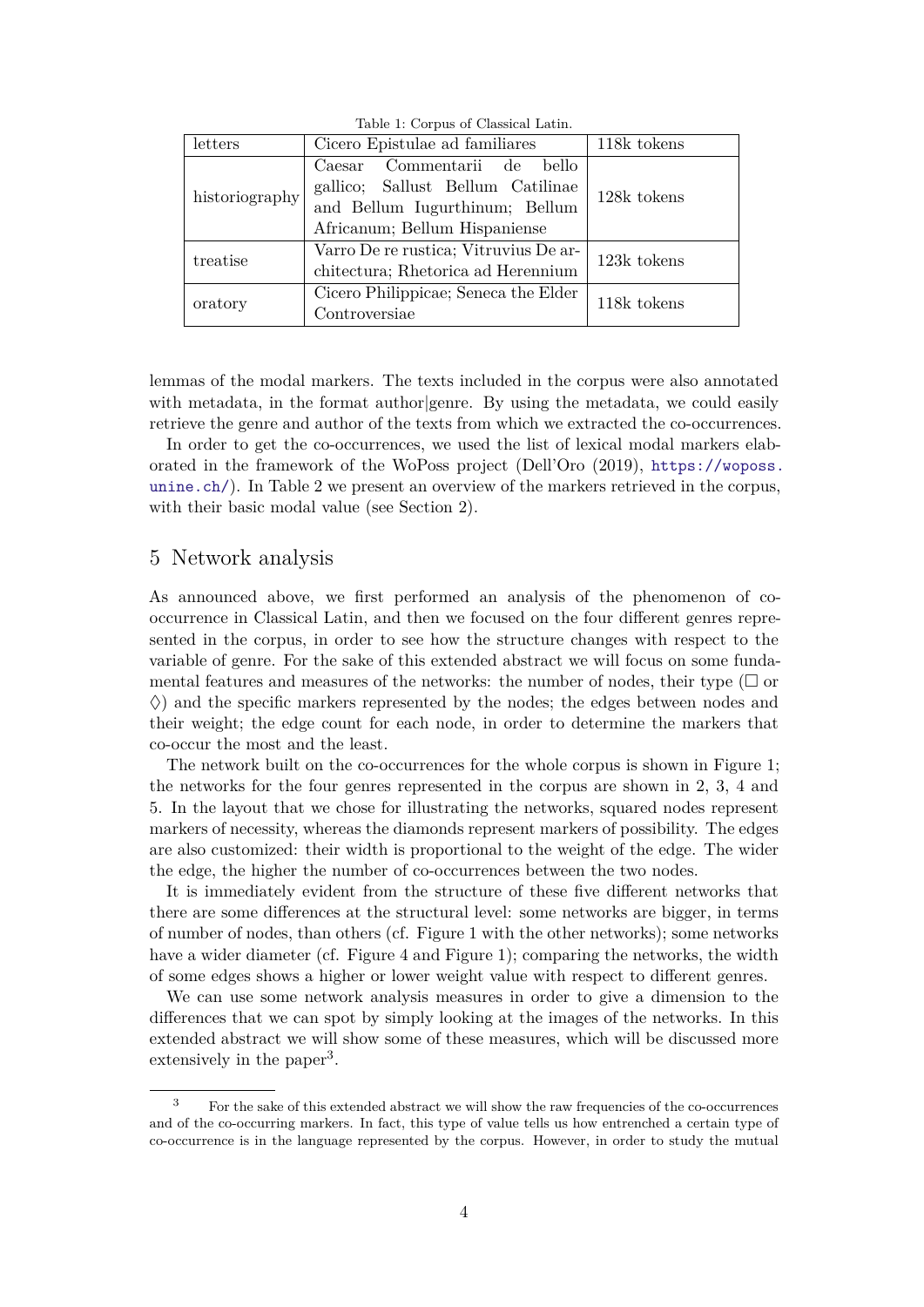Table 1: Corpus of Classical Latin.

| letters | Cicero Epistulae ad familiares | 118k tokens |
|---|---|---|
| historiography | Caesar Commentarii de bello gallico; Sallust Bellum Catilinae and Bellum Iugurthinum; Bellum Africanum; Bellum Hispaniense | 128k tokens |
| treatise | Varro De re rustica; Vitruvius De architectura; Rhetorica ad Herennium | 123k tokens |
| oratory | Cicero Philippicae; Seneca the Elder Controversiae | 118k tokens |

lemmas of the modal markers. The texts included in the corpus were also annotated with metadata, in the format author|genre. By using the metadata, we could easily retrieve the genre and author of the texts from which we extracted the co-occurrences.

In order to get the co-occurrences, we used the list of lexical modal markers elaborated in the framework of the WoPoss project (Dell'Oro (2019), https://woposs.unine.ch/). In Table 2 we present an overview of the markers retrieved in the corpus, with their basic modal value (see Section 2).

## 5 Network analysis

As announced above, we first performed an analysis of the phenomenon of co-occurrence in Classical Latin, and then we focused on the four different genres represented in the corpus, in order to see how the structure changes with respect to the variable of genre. For the sake of this extended abstract we will focus on some fundamental features and measures of the networks: the number of nodes, their type ($\Box$ or $\Diamond$) and the specific markers represented by the nodes; the edges between nodes and their weight; the edge count for each node, in order to determine the markers that co-occur the most and the least.

The network built on the co-occurrences for the whole corpus is shown in Figure 1; the networks for the four genres represented in the corpus are shown in 2, 3, 4 and 5. In the layout that we chose for illustrating the networks, squared nodes represent markers of necessity, whereas the diamonds represent markers of possibility. The edges are also customized: their width is proportional to the weight of the edge. The wider the edge, the higher the number of co-occurrences between the two nodes.

It is immediately evident from the structure of these five different networks that there are some differences at the structural level: some networks are bigger, in terms of number of nodes, than others (cf. Figure 1 with the other networks); some networks have a wider diameter (cf. Figure 4 and Figure 1); comparing the networks, the width of some edges shows a higher or lower weight value with respect to different genres.

We can use some network analysis measures in order to give a dimension to the differences that we can spot by simply looking at the images of the networks. In this extended abstract we will show some of these measures, which will be discussed more extensively in the paper[3].

[3] For the sake of this extended abstract we will show the raw frequencies of the co-occurrences and of the co-occurring markers. In fact, this type of value tells us how entrenched a certain type of co-occurrence is in the language represented by the corpus. However, in order to study the mutual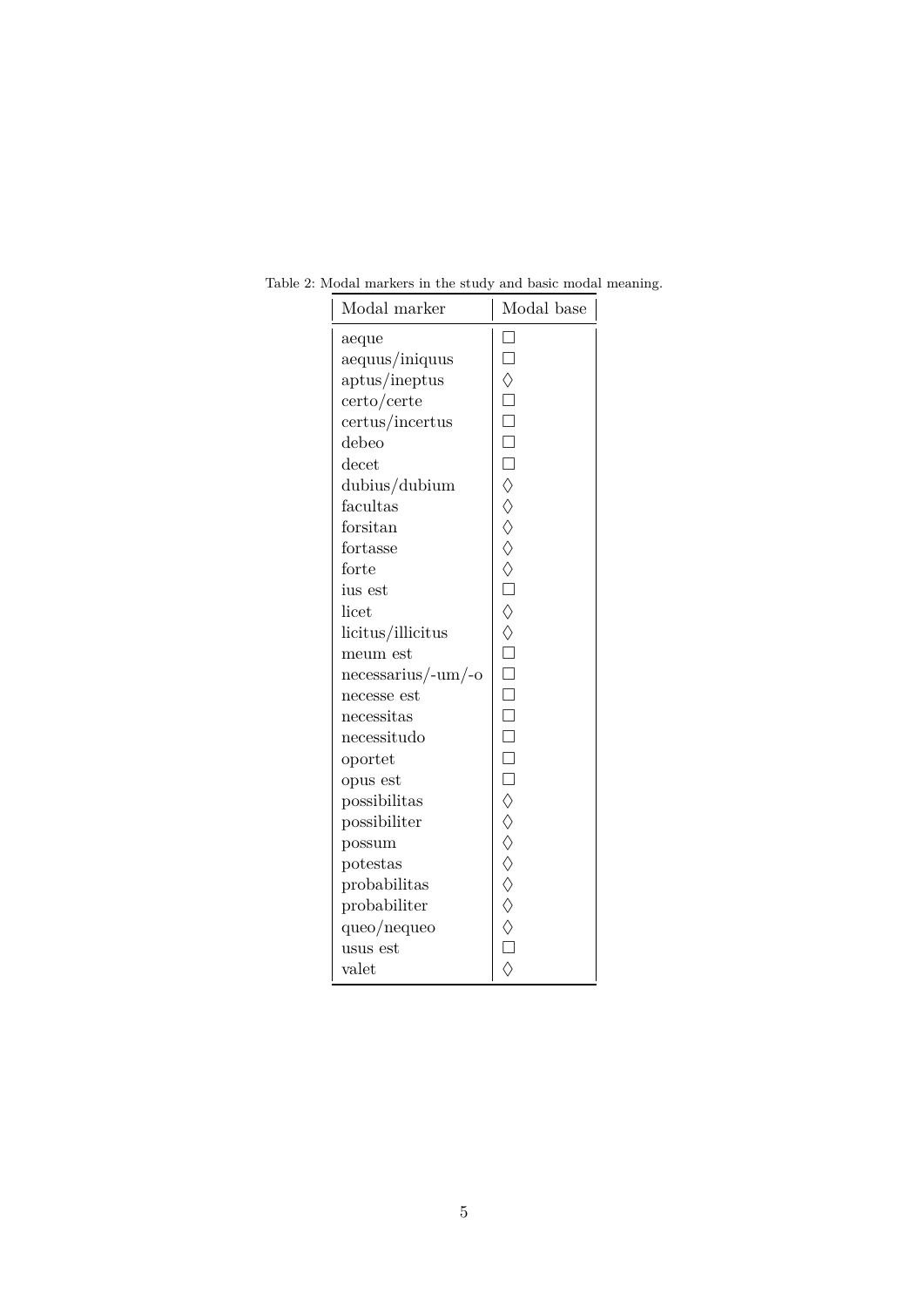Table 2: Modal markers in the study and basic modal meaning.

| Modal marker | Modal base |
|---|---|
| aeque | $\Box$ |
| aequus/iniquus | $\Box$ |
| aptus/ineptus | $\Diamond$ |
| certo/certe | $\Box$ |
| certus/incertus | $\Box$ |
| debeo | $\Box$ |
| decet | $\Box$ |
| dubius/dubium | $\Diamond$ |
| facultas | $\Diamond$ |
| forsitan | $\Diamond$ |
| fortasse | $\Diamond$ |
| forte | $\Diamond$ |
| ius est | $\Box$ |
| licet | $\Diamond$ |
| licitus/illicitus | $\Diamond$ |
| meum est | $\Box$ |
| necessarius/-um/-o | $\Box$ |
| necesse est | $\Box$ |
| necessitas | $\Box$ |
| necessitudo | $\Box$ |
| oportet | $\Box$ |
| opus est | $\Box$ |
| possibilitas | $\Diamond$ |
| possibiliter | $\Diamond$ |
| possum | $\Diamond$ |
| potestas | $\Diamond$ |
| probabilitas | $\Diamond$ |
| probabiliter | $\Diamond$ |
| queo/nequeo | $\Diamond$ |
| usus est | $\Box$ |
| valet | $\Diamond$ |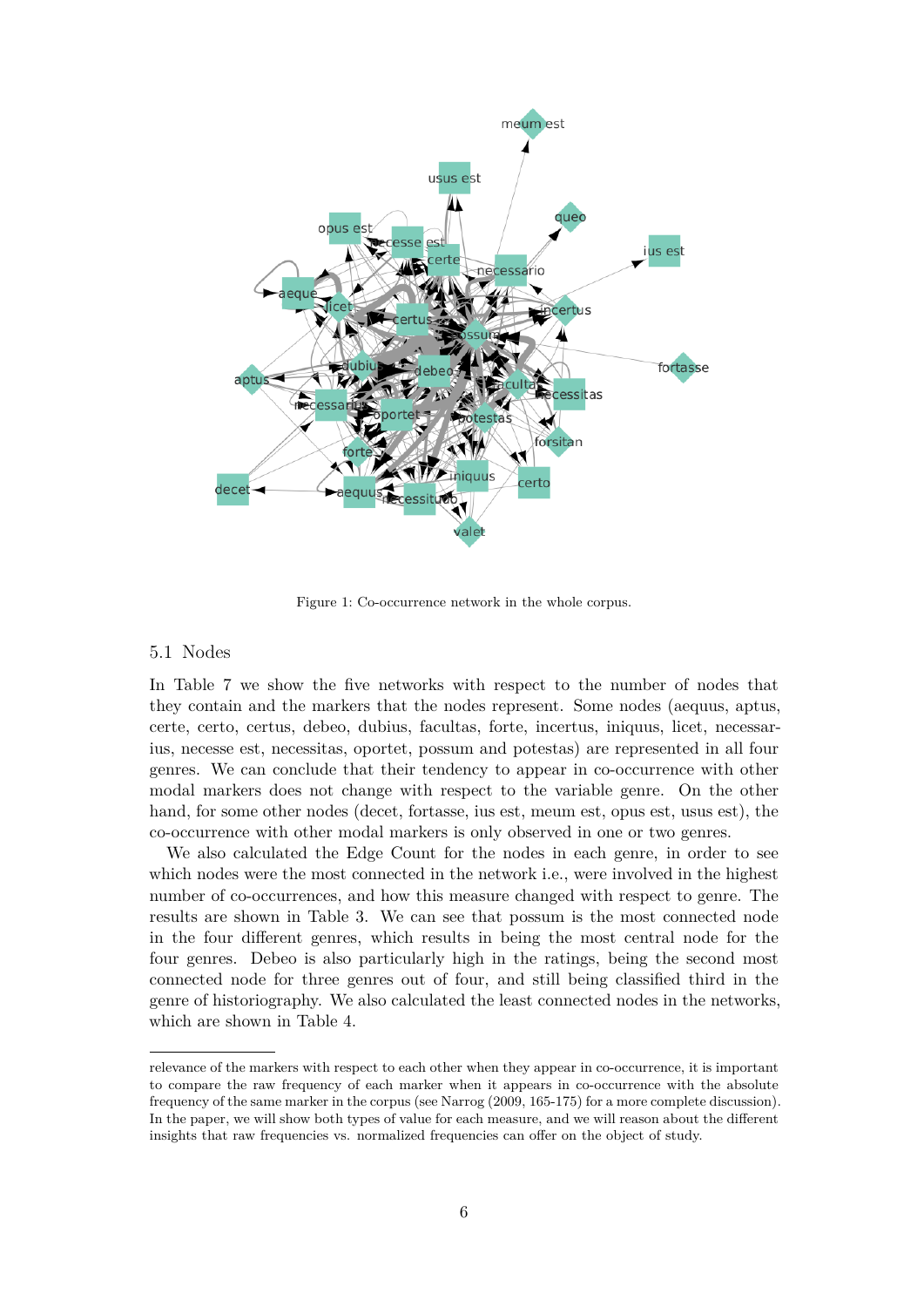Figure 1: Co-occurrence network in the whole corpus.

## 5.1 Nodes

In Table 7 we show the five networks with respect to the number of nodes that they contain and the markers that the nodes represent. Some nodes (aequus, aptus, certe, certo, certus, debeo, dubius, facultas, forte, incertus, iniquus, licet, necessarius, necesse est, necessitas, oportet, possum and potestas) are represented in all four genres. We can conclude that their tendency to appear in co-occurrence with other modal markers does not change with respect to the variable genre. On the other hand, for some other nodes (decet, fortasse, ius est, meum est, opus est, usus est), the co-occurrence with other modal markers is only observed in one or two genres.

We also calculated the Edge Count for the nodes in each genre, in order to see which nodes were the most connected in the network i.e., were involved in the highest number of co-occurrences, and how this measure changed with respect to genre. The results are shown in Table 3. We can see that possum is the most connected node in the four different genres, which results in being the most central node for the four genres. Debeo is also particularly high in the ratings, being the second most connected node for three genres out of four, and still being classified third in the genre of historiography. We also calculated the least connected nodes in the networks, which are shown in Table 4.

---

relevance of the markers with respect to each other when they appear in co-occurrence, it is important to compare the raw frequency of each marker when it appears in co-occurrence with the absolute frequency of the same marker in the corpus (see Narrog (2009, 165-175) for a more complete discussion). In the paper, we will show both types of value for each measure, and we will reason about the different insights that raw frequencies vs. normalized frequencies can offer on the object of study.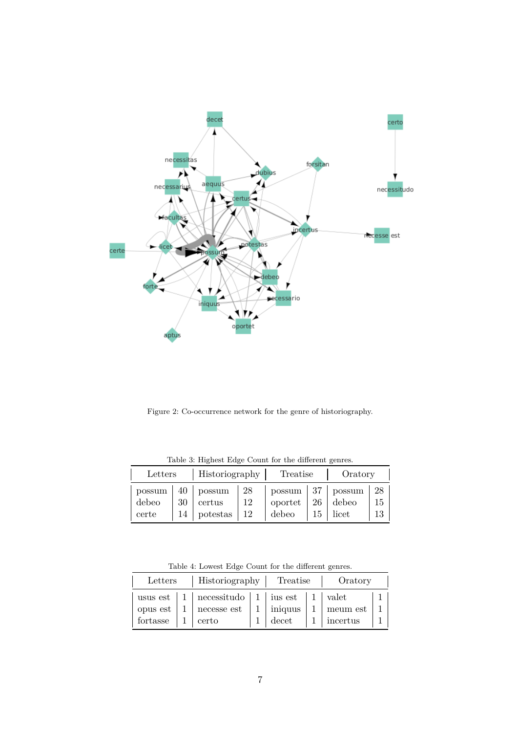Figure 2: Co-occurrence network for the genre of historiography.

Table 3: Highest Edge Count for the different genres.

| Letters | | Historiography | | Treatise | | Oratory | |
|---|---|---|---|---|---|---|---|
| possum | 40 | possum | 28 | possum | 37 | possum | 28 |
| debeo | 30 | certus | 12 | oportet | 26 | debeo | 15 |
| certe | 14 | potestas | 12 | debeo | 15 | licet | 13 |

Table 4: Lowest Edge Count for the different genres.

| Letters | | Historiography | | Treatise | | Oratory | |
|---|---|---|---|---|---|---|---|
| usus est | 1 | necessitudo | 1 | ius est | 1 | valet | 1 |
| opus est | 1 | necesse est | 1 | iniquus | 1 | meum est | 1 |
| fortasse | 1 | certo | 1 | decet | 1 | incertus | 1 |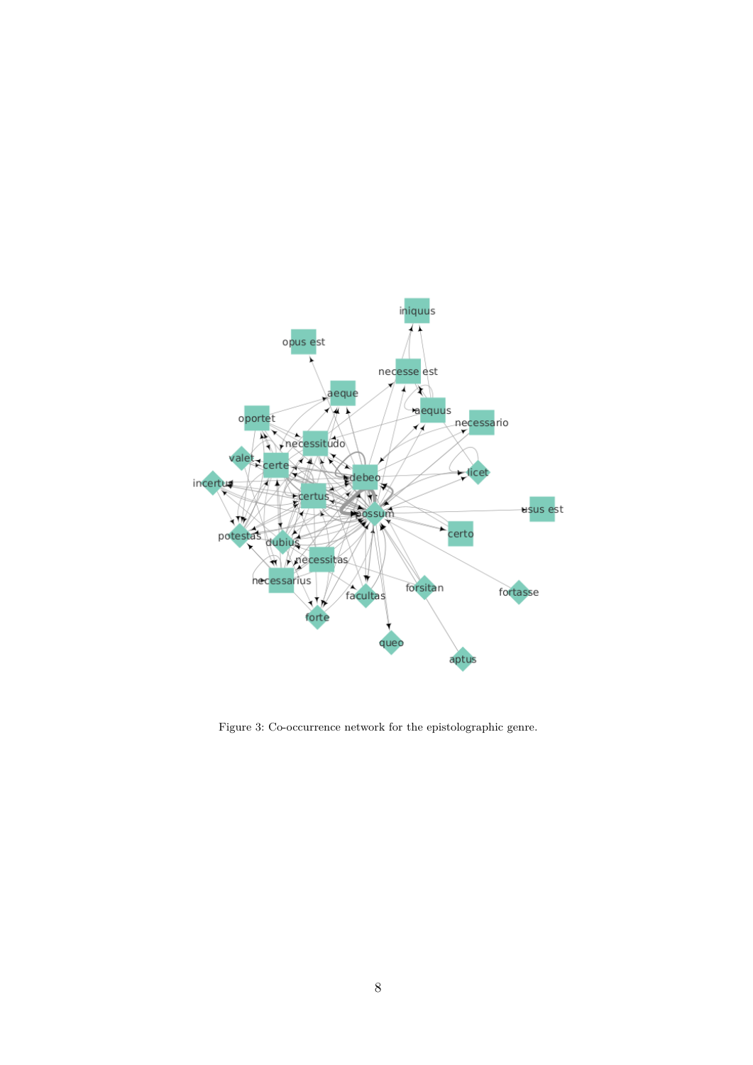Figure 3: Co-occurrence network for the epistolographic genre.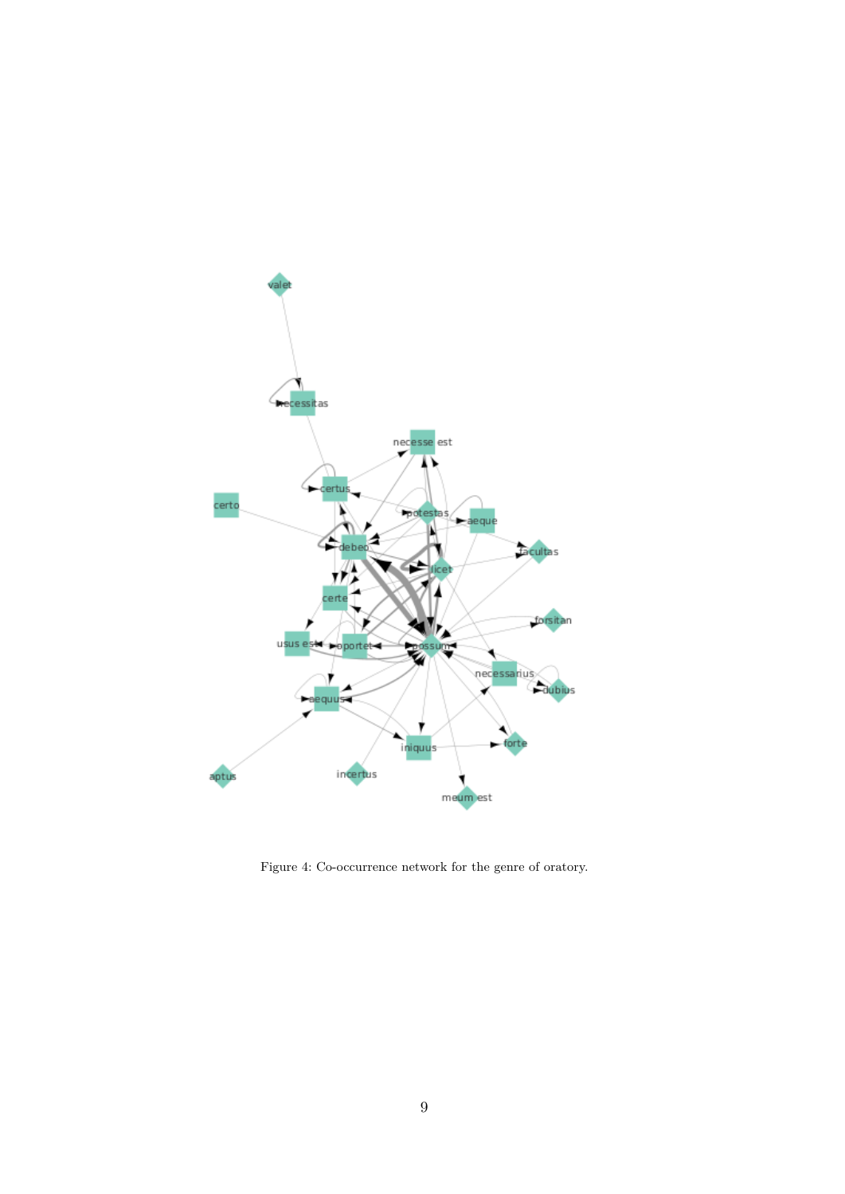Figure 4: Co-occurrence network for the genre of oratory.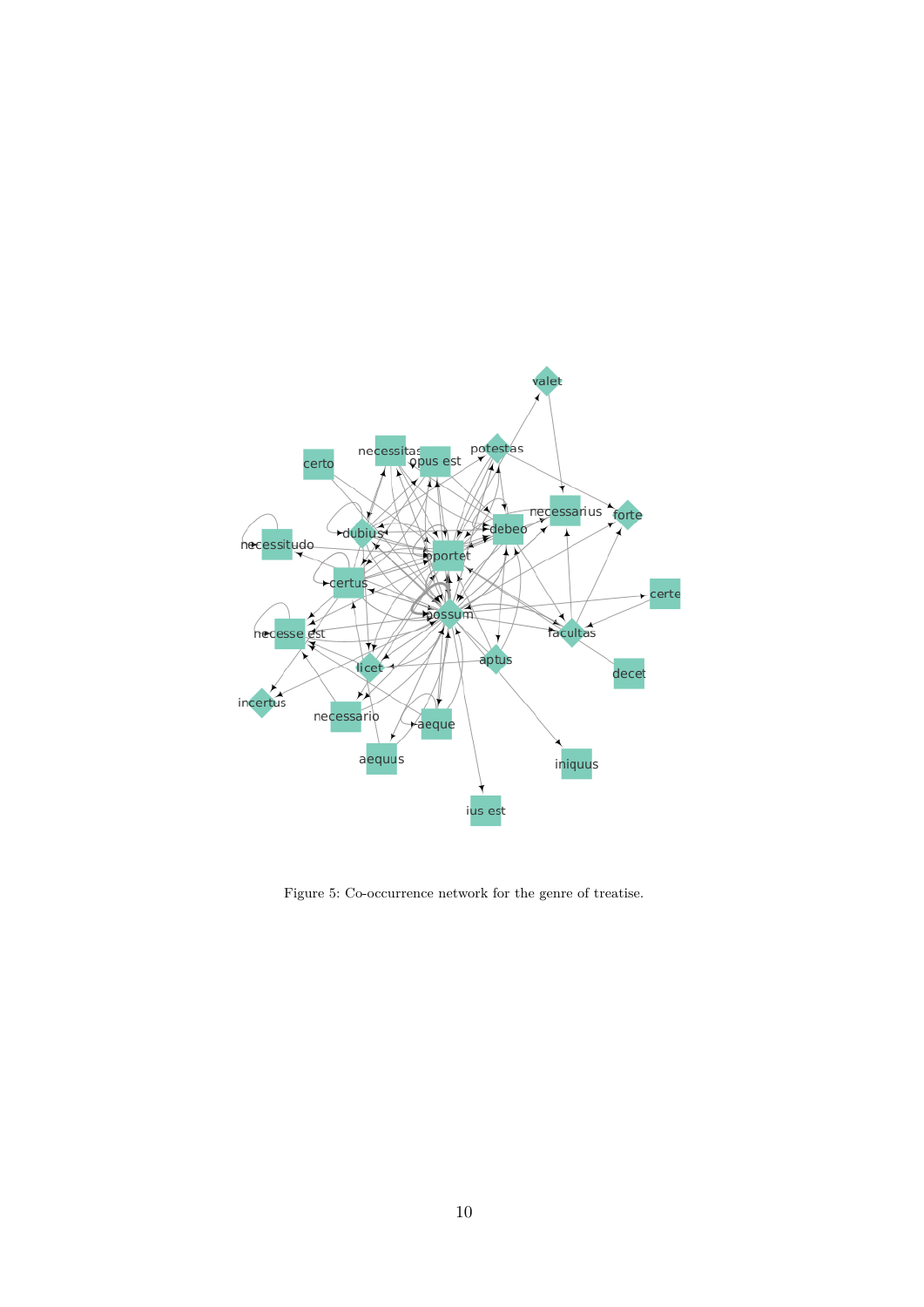Figure 5: Co-occurrence network for the genre of treatise.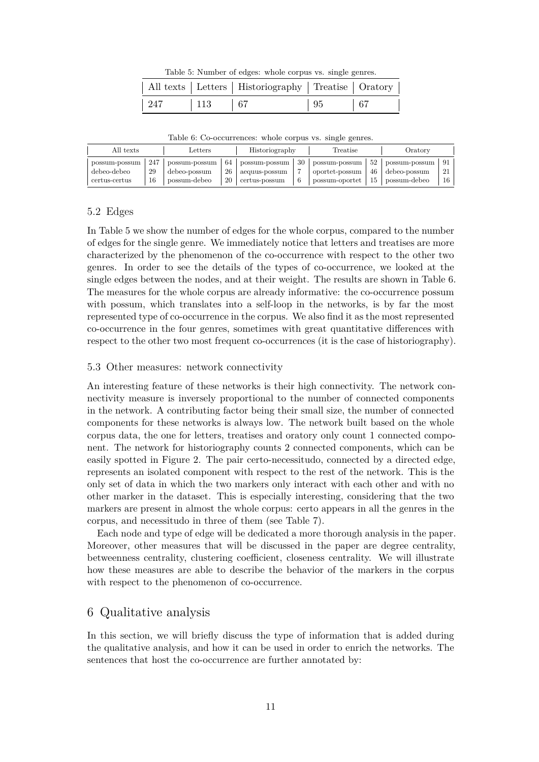Table 5: Number of edges: whole corpus vs. single genres.

| All texts | Letters | Historiography | Treatise | Oratory |
|---|---|---|---|---|
| 247 | 113 | 67 | 95 | 67 |

Table 6: Co-occurrences: whole corpus vs. single genres.

| All texts | | Letters | | Historiography | | Treatise | | Oratory | |
|---|---|---|---|---|---|---|---|---|---|
| possum-possum | 247 | possum-possum | 64 | possum-possum | 30 | possum-possum | 52 | possum-possum | 91 |
| debeo-debeo | 29 | debeo-possum | 26 | aequus-possum | 7 | oportet-possum | 46 | debeo-possum | 21 |
| certus-certus | 16 | possum-debeo | 20 | certus-possum | 6 | possum-oportet | 15 | possum-debeo | 16 |

### 5.2 Edges

In Table 5 we show the number of edges for the whole corpus, compared to the number of edges for the single genre. We immediately notice that letters and treatises are more characterized by the phenomenon of the co-occurrence with respect to the other two genres. In order to see the details of the types of co-occurrence, we looked at the single edges between the nodes, and at their weight. The results are shown in Table 6. The measures for the whole corpus are already informative: the co-occurrence possum with possum, which translates into a self-loop in the networks, is by far the most represented type of co-occurrence in the corpus. We also find it as the most represented co-occurrence in the four genres, sometimes with great quantitative differences with respect to the other two most frequent co-occurrences (it is the case of historiography).

### 5.3 Other measures: network connectivity

An interesting feature of these networks is their high connectivity. The network connectivity measure is inversely proportional to the number of connected components in the network. A contributing factor being their small size, the number of connected components for these networks is always low. The network built based on the whole corpus data, the one for letters, treatises and oratory only count 1 connected component. The network for historiography counts 2 connected components, which can be easily spotted in Figure 2. The pair certo-necessitudo, connected by a directed edge, represents an isolated component with respect to the rest of the network. This is the only set of data in which the two markers only interact with each other and with no other marker in the dataset. This is especially interesting, considering that the two markers are present in almost the whole corpus: certo appears in all the genres in the corpus, and necessitudo in three of them (see Table 7).

Each node and type of edge will be dedicated a more thorough analysis in the paper. Moreover, other measures that will be discussed in the paper are degree centrality, betweenness centrality, clustering coefficient, closeness centrality. We will illustrate how these measures are able to describe the behavior of the markers in the corpus with respect to the phenomenon of co-occurrence.

## 6 Qualitative analysis

In this section, we will briefly discuss the type of information that is added during the qualitative analysis, and how it can be used in order to enrich the networks. The sentences that host the co-occurrence are further annotated by: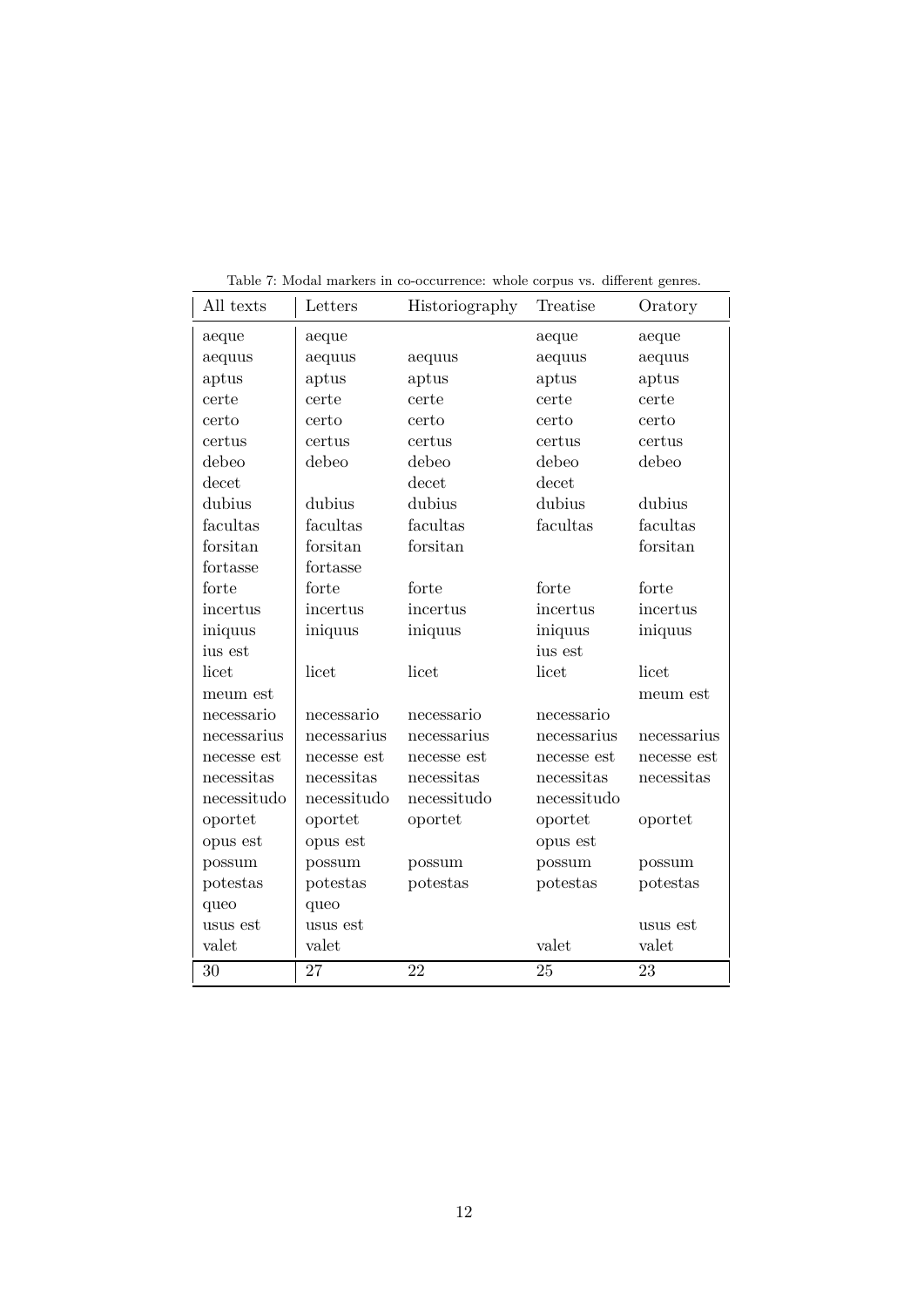Table 7: Modal markers in co-occurrence: whole corpus vs. different genres.

| All texts | Letters | Historiography | Treatise | Oratory |
|---|---|---|---|---|
| aeque | aeque | | aeque | aeque |
| aequus | aequus | aequus | aequus | aequus |
| aptus | aptus | aptus | aptus | aptus |
| certe | certe | certe | certe | certe |
| certo | certo | certo | certo | certo |
| certus | certus | certus | certus | certus |
| debeo | debeo | debeo | debeo | debeo |
| decet | | decet | decet | |
| dubius | dubius | dubius | dubius | dubius |
| facultas | facultas | facultas | facultas | facultas |
| forsitan | forsitan | forsitan | | forsitan |
| fortasse | fortasse | | | |
| forte | forte | forte | forte | forte |
| incertus | incertus | incertus | incertus | incertus |
| iniquus | iniquus | iniquus | iniquus | iniquus |
| ius est | | | ius est | |
| licet | licet | licet | licet | licet |
| meum est | | | | meum est |
| necessario | necessario | necessario | necessario | |
| necessarius | necessarius | necessarius | necessarius | necessarius |
| necesse est | necesse est | necesse est | necesse est | necesse est |
| necessitas | necessitas | necessitas | necessitas | necessitas |
| necessitudo | necessitudo | necessitudo | necessitudo | |
| oportet | oportet | oportet | oportet | oportet |
| opus est | opus est | | opus est | |
| possum | possum | possum | possum | possum |
| potestas | potestas | potestas | potestas | potestas |
| queo | queo | | | |
| usus est | usus est | | | usus est |
| valet | valet | | valet | valet |
| 30 | 27 | 22 | 25 | 23 |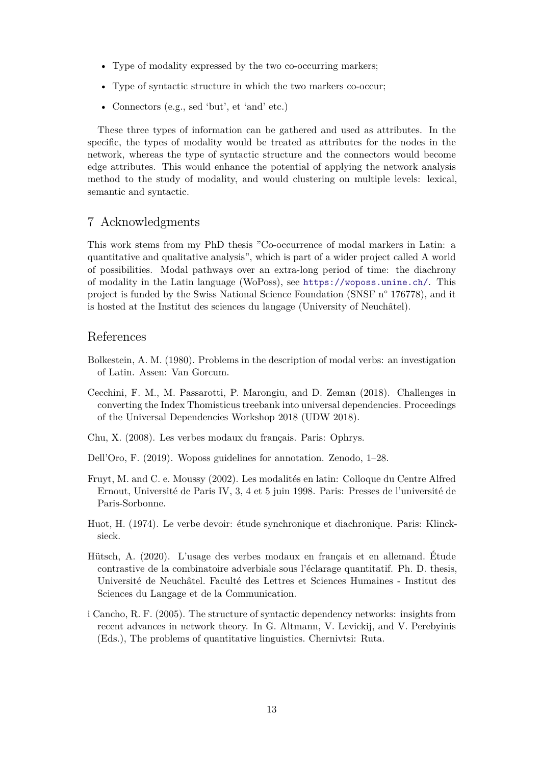- Type of modality expressed by the two co-occurring markers;
- Type of syntactic structure in which the two markers co-occur;
- Connectors (e.g., sed 'but', et 'and' etc.)

These three types of information can be gathered and used as attributes. In the specific, the types of modality would be treated as attributes for the nodes in the network, whereas the type of syntactic structure and the connectors would become edge attributes. This would enhance the potential of applying the network analysis method to the study of modality, and would clustering on multiple levels: lexical, semantic and syntactic.

## 7 Acknowledgments

This work stems from my PhD thesis "Co-occurrence of modal markers in Latin: a quantitative and qualitative analysis", which is part of a wider project called A world of possibilities. Modal pathways over an extra-long period of time: the diachrony of modality in the Latin language (WoPoss), see https://woposs.unine.ch/. This project is funded by the Swiss National Science Foundation (SNSF n° 176778), and it is hosted at the Institut des sciences du langage (University of Neuchâtel).

## References

Bolkestein, A. M. (1980). Problems in the description of modal verbs: an investigation of Latin. Assen: Van Gorcum.

Cecchini, F. M., M. Passarotti, P. Marongiu, and D. Zeman (2018). Challenges in converting the Index Thomisticus treebank into universal dependencies. Proceedings of the Universal Dependencies Workshop 2018 (UDW 2018).

Chu, X. (2008). Les verbes modaux du français. Paris: Ophrys.

Dell'Oro, F. (2019). Woposs guidelines for annotation. Zenodo, 1–28.

Fruyt, M. and C. e. Moussy (2002). Les modalités en latin: Colloque du Centre Alfred Ernout, Université de Paris IV, 3, 4 et 5 juin 1998. Paris: Presses de l'université de Paris-Sorbonne.

Huot, H. (1974). Le verbe devoir: étude synchronique et diachronique. Paris: Klincksieck.

Hütsch, A. (2020). L'usage des verbes modaux en français et en allemand. Étude contrastive de la combinatoire adverbiale sous l'éclarage quantitatif. Ph. D. thesis, Université de Neuchâtel. Faculté des Lettres et Sciences Humaines - Institut des Sciences du Langage et de la Communication.

i Cancho, R. F. (2005). The structure of syntactic dependency networks: insights from recent advances in network theory. In G. Altmann, V. Levickij, and V. Perebyinis (Eds.), The problems of quantitative linguistics. Chernivtsi: Ruta.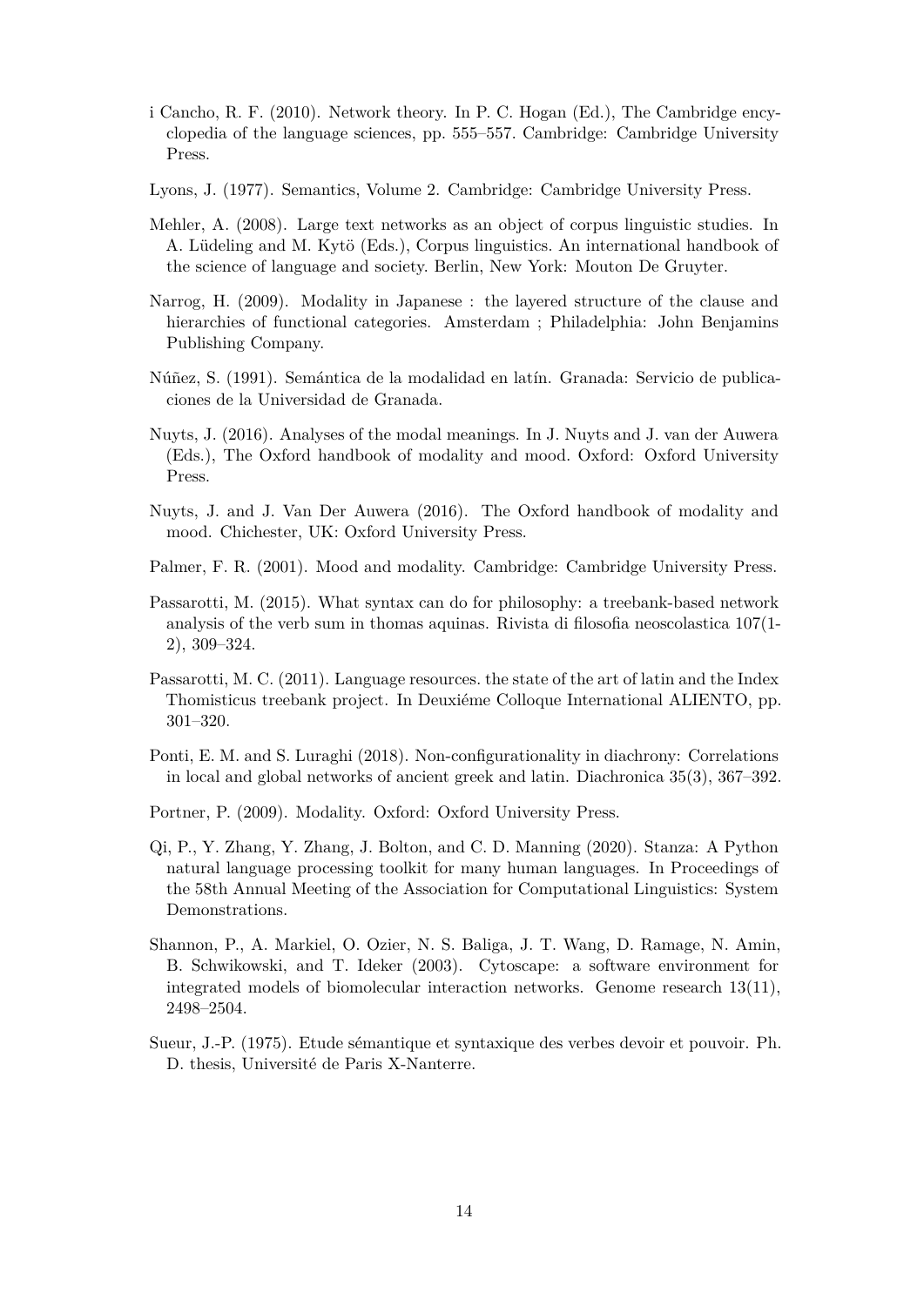i Cancho, R. F. (2010). Network theory. In P. C. Hogan (Ed.), The Cambridge encyclopedia of the language sciences, pp. 555–557. Cambridge: Cambridge University Press.

Lyons, J. (1977). Semantics, Volume 2. Cambridge: Cambridge University Press.

Mehler, A. (2008). Large text networks as an object of corpus linguistic studies. In A. Lüdeling and M. Kytö (Eds.), Corpus linguistics. An international handbook of the science of language and society. Berlin, New York: Mouton De Gruyter.

Narrog, H. (2009). Modality in Japanese : the layered structure of the clause and hierarchies of functional categories. Amsterdam ; Philadelphia: John Benjamins Publishing Company.

Núñez, S. (1991). Semántica de la modalidad en latín. Granada: Servicio de publicaciones de la Universidad de Granada.

Nuyts, J. (2016). Analyses of the modal meanings. In J. Nuyts and J. van der Auwera (Eds.), The Oxford handbook of modality and mood. Oxford: Oxford University Press.

Nuyts, J. and J. Van Der Auwera (2016). The Oxford handbook of modality and mood. Chichester, UK: Oxford University Press.

Palmer, F. R. (2001). Mood and modality. Cambridge: Cambridge University Press.

Passarotti, M. (2015). What syntax can do for philosophy: a treebank-based network analysis of the verb sum in thomas aquinas. Rivista di filosofia neoscolastica 107(1-2), 309–324.

Passarotti, M. C. (2011). Language resources. the state of the art of latin and the Index Thomisticus treebank project. In Deuxiéme Colloque International ALIENTO, pp. 301–320.

Ponti, E. M. and S. Luraghi (2018). Non-configurationality in diachrony: Correlations in local and global networks of ancient greek and latin. Diachronica 35(3), 367–392.

Portner, P. (2009). Modality. Oxford: Oxford University Press.

Qi, P., Y. Zhang, Y. Zhang, J. Bolton, and C. D. Manning (2020). Stanza: A Python natural language processing toolkit for many human languages. In Proceedings of the 58th Annual Meeting of the Association for Computational Linguistics: System Demonstrations.

Shannon, P., A. Markiel, O. Ozier, N. S. Baliga, J. T. Wang, D. Ramage, N. Amin, B. Schwikowski, and T. Ideker (2003). Cytoscape: a software environment for integrated models of biomolecular interaction networks. Genome research 13(11), 2498–2504.

Sueur, J.-P. (1975). Etude sémantique et syntaxique des verbes devoir et pouvoir. Ph. D. thesis, Université de Paris X-Nanterre.